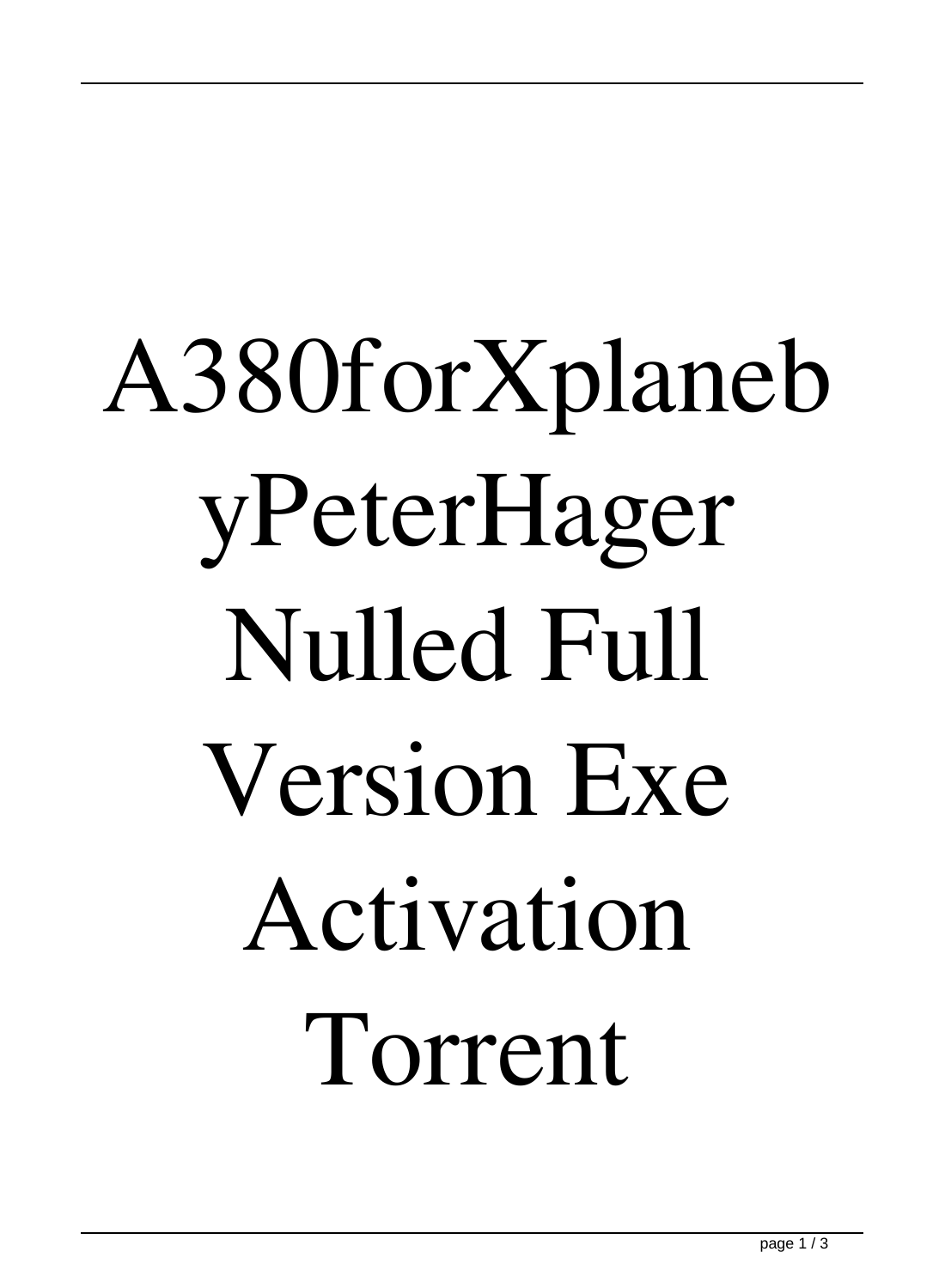# A380forXplanebyPeterHager Nulled Full Version Exe Activation Torrent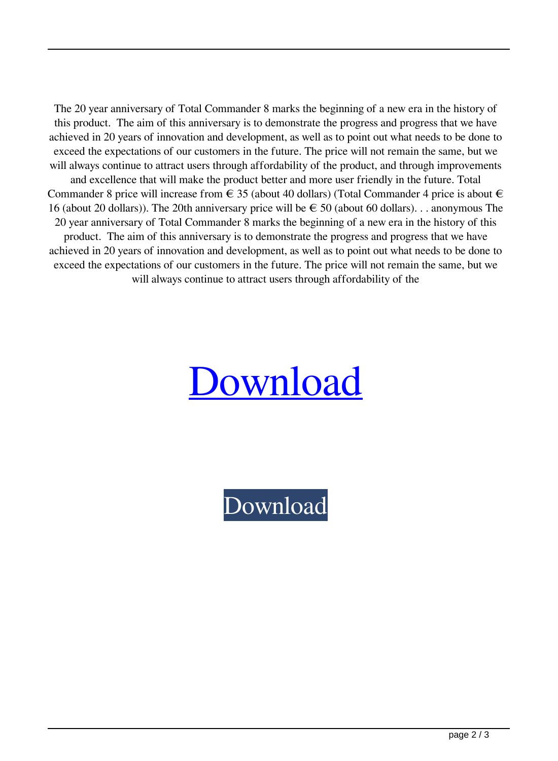The 20 year anniversary of Total Commander 8 marks the beginning of a new era in the history of this product.  The aim of this anniversary is to demonstrate the progress and progress that we have achieved in 20 years of innovation and development, as well as to point out what needs to be done to exceed the expectations of our customers in the future. The price will not remain the same, but we will always continue to attract users through affordability of the product, and through improvements and excellence that will make the product better and more user friendly in the future. Total Commander 8 price will increase from € 35 (about 40 dollars) (Total Commander 4 price is about € 16 (about 20 dollars)). The 20th anniversary price will be € 50 (about 60 dollars). . . anonymous The 20 year anniversary of Total Commander 8 marks the beginning of a new era in the history of this product.  The aim of this anniversary is to demonstrate the progress and progress that we have achieved in 20 years of innovation and development, as well as to point out what needs to be done to exceed the expectations of our customers in the future. The price will not remain the same, but we will always continue to attract users through affordability of the

Download

Download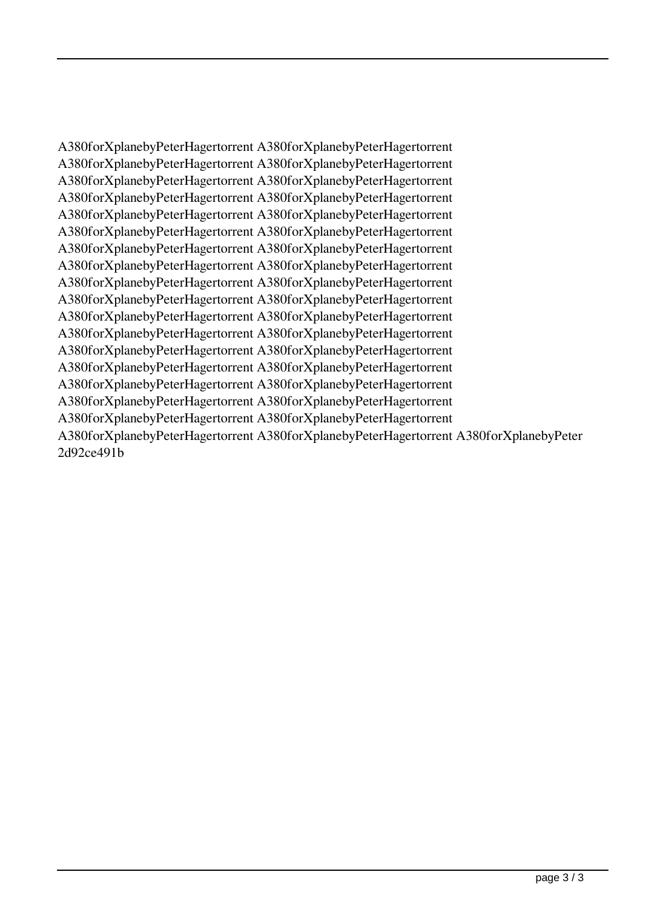A380forXplanebyPeterHagertorrent A380forXplanebyPeterHagertorrent
A380forXplanebyPeterHagertorrent A380forXplanebyPeterHagertorrent
A380forXplanebyPeterHagertorrent A380forXplanebyPeterHagertorrent
A380forXplanebyPeterHagertorrent A380forXplanebyPeterHagertorrent
A380forXplanebyPeterHagertorrent A380forXplanebyPeterHagertorrent
A380forXplanebyPeterHagertorrent A380forXplanebyPeterHagertorrent
A380forXplanebyPeterHagertorrent A380forXplanebyPeterHagertorrent
A380forXplanebyPeterHagertorrent A380forXplanebyPeterHagertorrent
A380forXplanebyPeterHagertorrent A380forXplanebyPeterHagertorrent
A380forXplanebyPeterHagertorrent A380forXplanebyPeterHagertorrent
A380forXplanebyPeterHagertorrent A380forXplanebyPeterHagertorrent
A380forXplanebyPeterHagertorrent A380forXplanebyPeterHagertorrent
A380forXplanebyPeterHagertorrent A380forXplanebyPeterHagertorrent
A380forXplanebyPeterHagertorrent A380forXplanebyPeterHagertorrent
A380forXplanebyPeterHagertorrent A380forXplanebyPeterHagertorrent
A380forXplanebyPeterHagertorrent A380forXplanebyPeterHagertorrent
A380forXplanebyPeterHagertorrent A380forXplanebyPeterHagertorrent
A380forXplanebyPeterHagertorrent A380forXplanebyPeterHagertorrent A380forXplanebyPeter
2d92ce491b